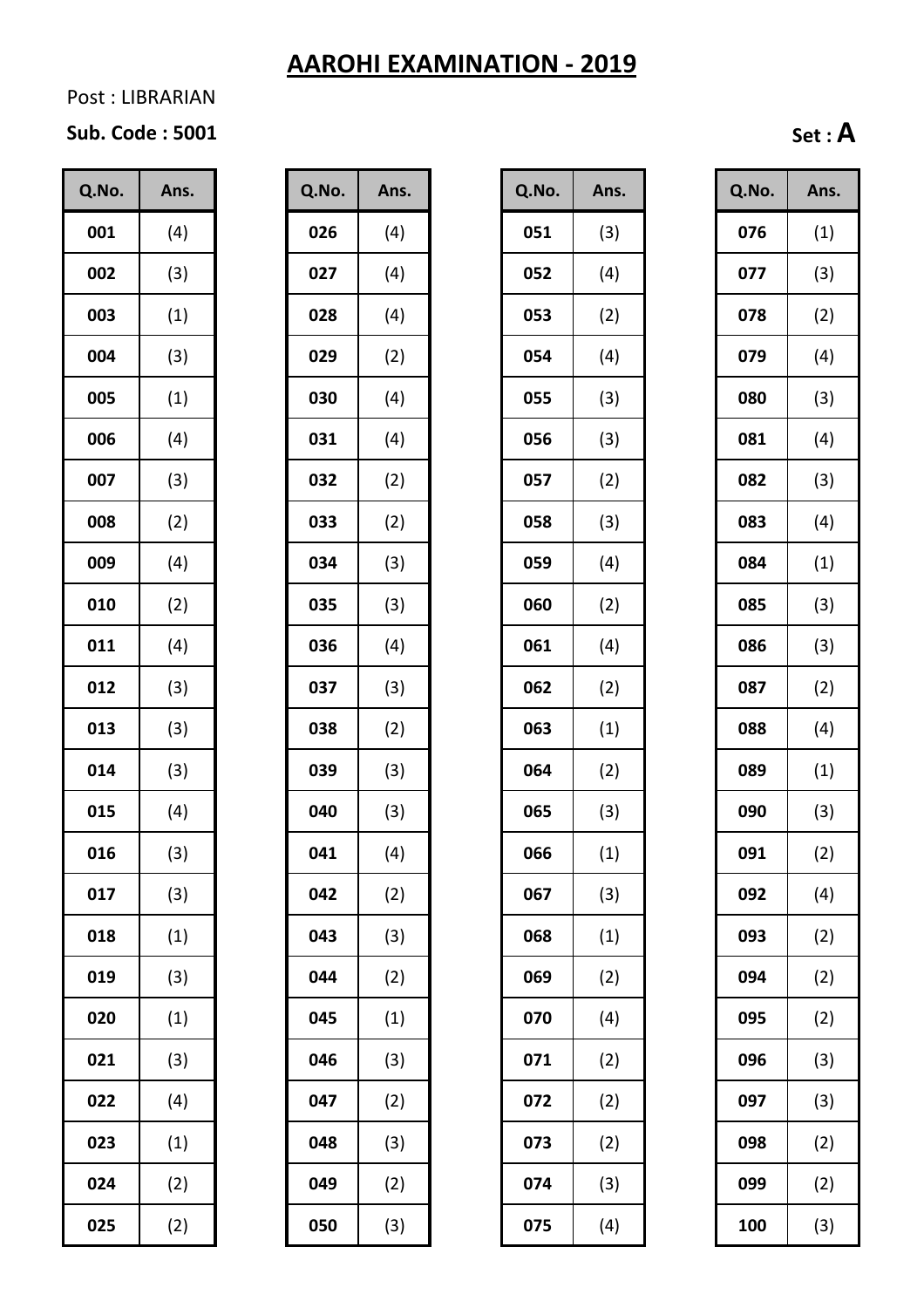# AARHOI EXAMINATION - 2019

# AAROHI EXAMINATION - 2019

Post : LIBRARIAN

**Sub. Code : 5001** **Set : A**

| Q.No. | Ans. |
|---|---|
| 001 | (4) |
| 002 | (3) |
| 003 | (1) |
| 004 | (3) |
| 005 | (1) |
| 006 | (4) |
| 007 | (3) |
| 008 | (2) |
| 009 | (4) |
| 010 | (2) |
| 011 | (4) |
| 012 | (3) |
| 013 | (3) |
| 014 | (3) |
| 015 | (4) |
| 016 | (3) |
| 017 | (3) |
| 018 | (1) |
| 019 | (3) |
| 020 | (1) |
| 021 | (3) |
| 022 | (4) |
| 023 | (1) |
| 024 | (2) |
| 025 | (2) |

| Q.No. | Ans. |
|---|---|
| 026 | (4) |
| 027 | (4) |
| 028 | (4) |
| 029 | (2) |
| 030 | (4) |
| 031 | (4) |
| 032 | (2) |
| 033 | (2) |
| 034 | (3) |
| 035 | (3) |
| 036 | (4) |
| 037 | (3) |
| 038 | (2) |
| 039 | (3) |
| 040 | (3) |
| 041 | (4) |
| 042 | (2) |
| 043 | (3) |
| 044 | (2) |
| 045 | (1) |
| 046 | (3) |
| 047 | (2) |
| 048 | (3) |
| 049 | (2) |
| 050 | (3) |

| Q.No. | Ans. |
|---|---|
| 051 | (3) |
| 052 | (4) |
| 053 | (2) |
| 054 | (4) |
| 055 | (3) |
| 056 | (3) |
| 057 | (2) |
| 058 | (3) |
| 059 | (4) |
| 060 | (2) |
| 061 | (4) |
| 062 | (2) |
| 063 | (1) |
| 064 | (2) |
| 065 | (3) |
| 066 | (1) |
| 067 | (3) |
| 068 | (1) |
| 069 | (2) |
| 070 | (4) |
| 071 | (2) |
| 072 | (2) |
| 073 | (2) |
| 074 | (3) |
| 075 | (4) |

| Q.No. | Ans. |
|---|---|
| 076 | (1) |
| 077 | (3) |
| 078 | (2) |
| 079 | (4) |
| 080 | (3) |
| 081 | (4) |
| 082 | (3) |
| 083 | (4) |
| 084 | (1) |
| 085 | (3) |
| 086 | (3) |
| 087 | (2) |
| 088 | (4) |
| 089 | (1) |
| 090 | (3) |
| 091 | (2) |
| 092 | (4) |
| 093 | (2) |
| 094 | (2) |
| 095 | (2) |
| 096 | (3) |
| 097 | (3) |
| 098 | (2) |
| 099 | (2) |
| 100 | (3) |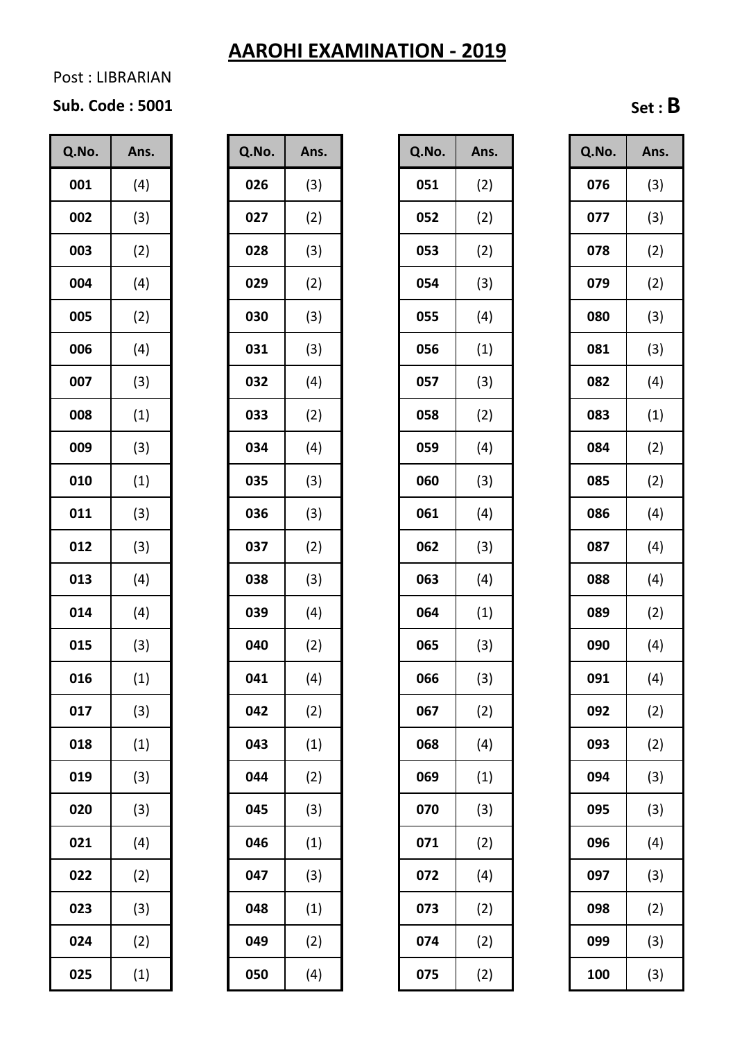# AARHI EXAMINATION - 2019

Post : LIBRARIAN

**Sub. Code : 5001**

**Set : B**

| Q.No. | Ans. |
|---|---|
| 001 | (4) |
| 002 | (3) |
| 003 | (2) |
| 004 | (4) |
| 005 | (2) |
| 006 | (4) |
| 007 | (3) |
| 008 | (1) |
| 009 | (3) |
| 010 | (1) |
| 011 | (3) |
| 012 | (3) |
| 013 | (4) |
| 014 | (4) |
| 015 | (3) |
| 016 | (1) |
| 017 | (3) |
| 018 | (1) |
| 019 | (3) |
| 020 | (3) |
| 021 | (4) |
| 022 | (2) |
| 023 | (3) |
| 024 | (2) |
| 025 | (1) |
| 026 | (3) |
| 027 | (2) |
| 028 | (3) |
| 029 | (2) |
| 030 | (3) |
| 031 | (3) |
| 032 | (4) |
| 033 | (2) |
| 034 | (4) |
| 035 | (3) |
| 036 | (3) |
| 037 | (2) |
| 038 | (3) |
| 039 | (4) |
| 040 | (2) |
| 041 | (4) |
| 042 | (2) |
| 043 | (1) |
| 044 | (2) |
| 045 | (3) |
| 046 | (1) |
| 047 | (3) |
| 048 | (1) |
| 049 | (2) |
| 050 | (4) |
| 051 | (2) |
| 052 | (2) |
| 053 | (2) |
| 054 | (3) |
| 055 | (4) |
| 056 | (1) |
| 057 | (3) |
| 058 | (2) |
| 059 | (4) |
| 060 | (3) |
| 061 | (4) |
| 062 | (3) |
| 063 | (4) |
| 064 | (1) |
| 065 | (3) |
| 066 | (3) |
| 067 | (2) |
| 068 | (4) |
| 069 | (1) |
| 070 | (3) |
| 071 | (2) |
| 072 | (4) |
| 073 | (2) |
| 074 | (2) |
| 075 | (2) |
| 076 | (3) |
| 077 | (3) |
| 078 | (2) |
| 079 | (2) |
| 080 | (3) |
| 081 | (3) |
| 082 | (4) |
| 083 | (1) |
| 084 | (2) |
| 085 | (2) |
| 086 | (4) |
| 087 | (4) |
| 088 | (4) |
| 089 | (2) |
| 090 | (4) |
| 091 | (4) |
| 092 | (2) |
| 093 | (2) |
| 094 | (3) |
| 095 | (3) |
| 096 | (4) |
| 097 | (3) |
| 098 | (2) |
| 099 | (3) |
| 100 | (3) |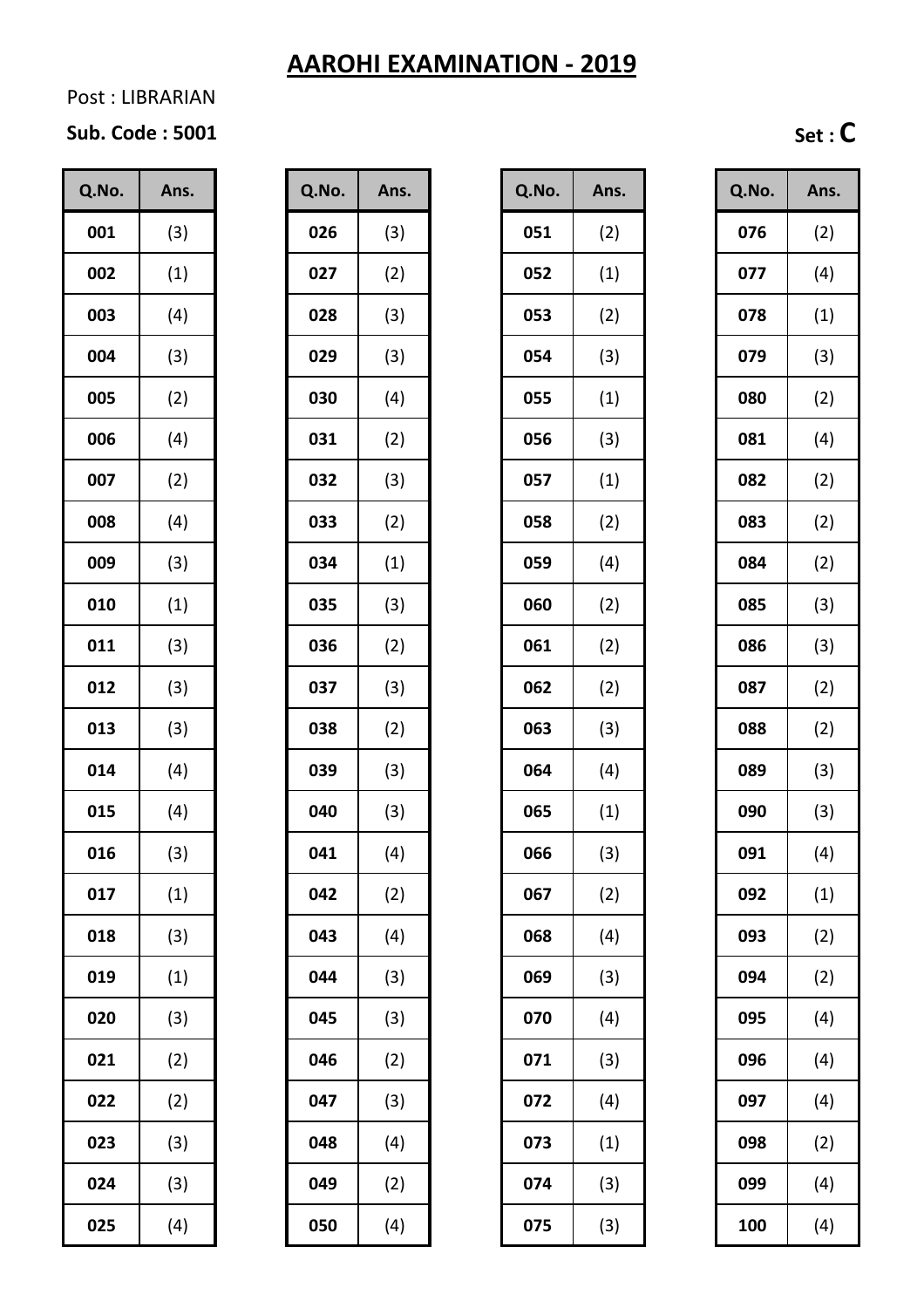# AAROHI EXAMINATION - 2019

Post : LIBRARIAN

**Sub. Code : 5001**

**Set : C**

| Q.No. | Ans. | Q.No. | Ans. | Q.No. | Ans. | Q.No. | Ans. |
|---|---|---|---|---|---|---|---|
| 001 | (3) | 026 | (3) | 051 | (2) | 076 | (2) |
| 002 | (1) | 027 | (2) | 052 | (1) | 077 | (4) |
| 003 | (4) | 028 | (3) | 053 | (2) | 078 | (1) |
| 004 | (3) | 029 | (3) | 054 | (3) | 079 | (3) |
| 005 | (2) | 030 | (4) | 055 | (1) | 080 | (2) |
| 006 | (4) | 031 | (2) | 056 | (3) | 081 | (4) |
| 007 | (2) | 032 | (3) | 057 | (1) | 082 | (2) |
| 008 | (4) | 033 | (2) | 058 | (2) | 083 | (2) |
| 009 | (3) | 034 | (1) | 059 | (4) | 084 | (2) |
| 010 | (1) | 035 | (3) | 060 | (2) | 085 | (3) |
| 011 | (3) | 036 | (2) | 061 | (2) | 086 | (3) |
| 012 | (3) | 037 | (3) | 062 | (2) | 087 | (2) |
| 013 | (3) | 038 | (2) | 063 | (3) | 088 | (2) |
| 014 | (4) | 039 | (3) | 064 | (4) | 089 | (3) |
| 015 | (4) | 040 | (3) | 065 | (1) | 090 | (3) |
| 016 | (3) | 041 | (4) | 066 | (3) | 091 | (4) |
| 017 | (1) | 042 | (2) | 067 | (2) | 092 | (1) |
| 018 | (3) | 043 | (4) | 068 | (4) | 093 | (2) |
| 019 | (1) | 044 | (3) | 069 | (3) | 094 | (2) |
| 020 | (3) | 045 | (3) | 070 | (4) | 095 | (4) |
| 021 | (2) | 046 | (2) | 071 | (3) | 096 | (4) |
| 022 | (2) | 047 | (3) | 072 | (4) | 097 | (4) |
| 023 | (3) | 048 | (4) | 073 | (1) | 098 | (2) |
| 024 | (3) | 049 | (2) | 074 | (3) | 099 | (4) |
| 025 | (4) | 050 | (4) | 075 | (3) | 100 | (4) |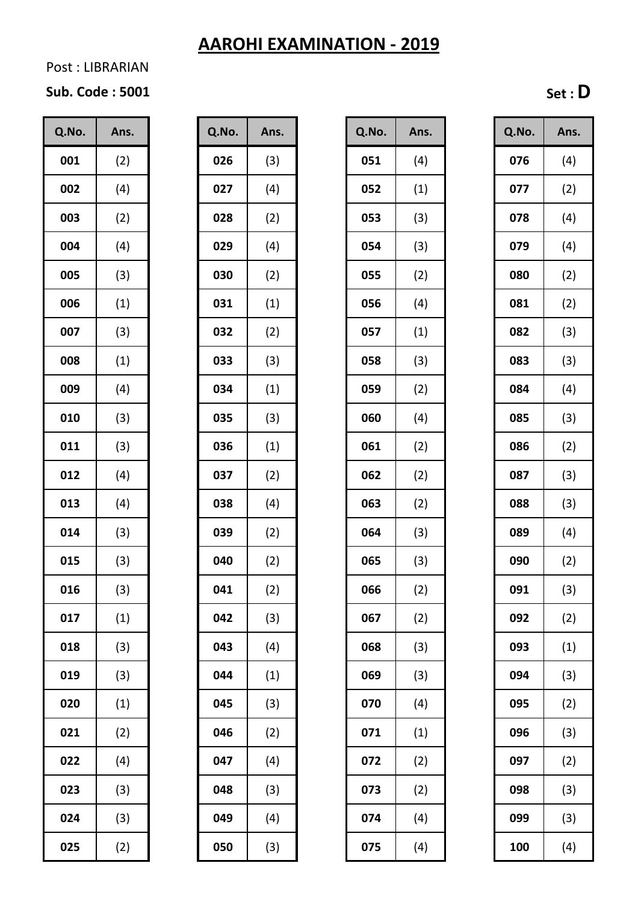# AAROHI EXAMINATION - 2019

Post : LIBRARIAN

**Sub. Code : 5001**

**Set : D**

| Q.No. | Ans. | Q.No. | Ans. | Q.No. | Ans. | Q.No. | Ans. |
|---|---|---|---|---|---|---|---|
| 001 | (2) | 026 | (3) | 051 | (4) | 076 | (4) |
| 002 | (4) | 027 | (4) | 052 | (1) | 077 | (2) |
| 003 | (2) | 028 | (2) | 053 | (3) | 078 | (4) |
| 004 | (4) | 029 | (4) | 054 | (3) | 079 | (4) |
| 005 | (3) | 030 | (2) | 055 | (2) | 080 | (2) |
| 006 | (1) | 031 | (1) | 056 | (4) | 081 | (2) |
| 007 | (3) | 032 | (2) | 057 | (1) | 082 | (3) |
| 008 | (1) | 033 | (3) | 058 | (3) | 083 | (3) |
| 009 | (4) | 034 | (1) | 059 | (2) | 084 | (4) |
| 010 | (3) | 035 | (3) | 060 | (4) | 085 | (3) |
| 011 | (3) | 036 | (1) | 061 | (2) | 086 | (2) |
| 012 | (4) | 037 | (2) | 062 | (2) | 087 | (3) |
| 013 | (4) | 038 | (4) | 063 | (2) | 088 | (3) |
| 014 | (3) | 039 | (2) | 064 | (3) | 089 | (4) |
| 015 | (3) | 040 | (2) | 065 | (3) | 090 | (2) |
| 016 | (3) | 041 | (2) | 066 | (2) | 091 | (3) |
| 017 | (1) | 042 | (3) | 067 | (2) | 092 | (2) |
| 018 | (3) | 043 | (4) | 068 | (3) | 093 | (1) |
| 019 | (3) | 044 | (1) | 069 | (3) | 094 | (3) |
| 020 | (1) | 045 | (3) | 070 | (4) | 095 | (2) |
| 021 | (2) | 046 | (2) | 071 | (1) | 096 | (3) |
| 022 | (4) | 047 | (4) | 072 | (2) | 097 | (2) |
| 023 | (3) | 048 | (3) | 073 | (2) | 098 | (3) |
| 024 | (3) | 049 | (4) | 074 | (4) | 099 | (3) |
| 025 | (2) | 050 | (3) | 075 | (4) | 100 | (4) |